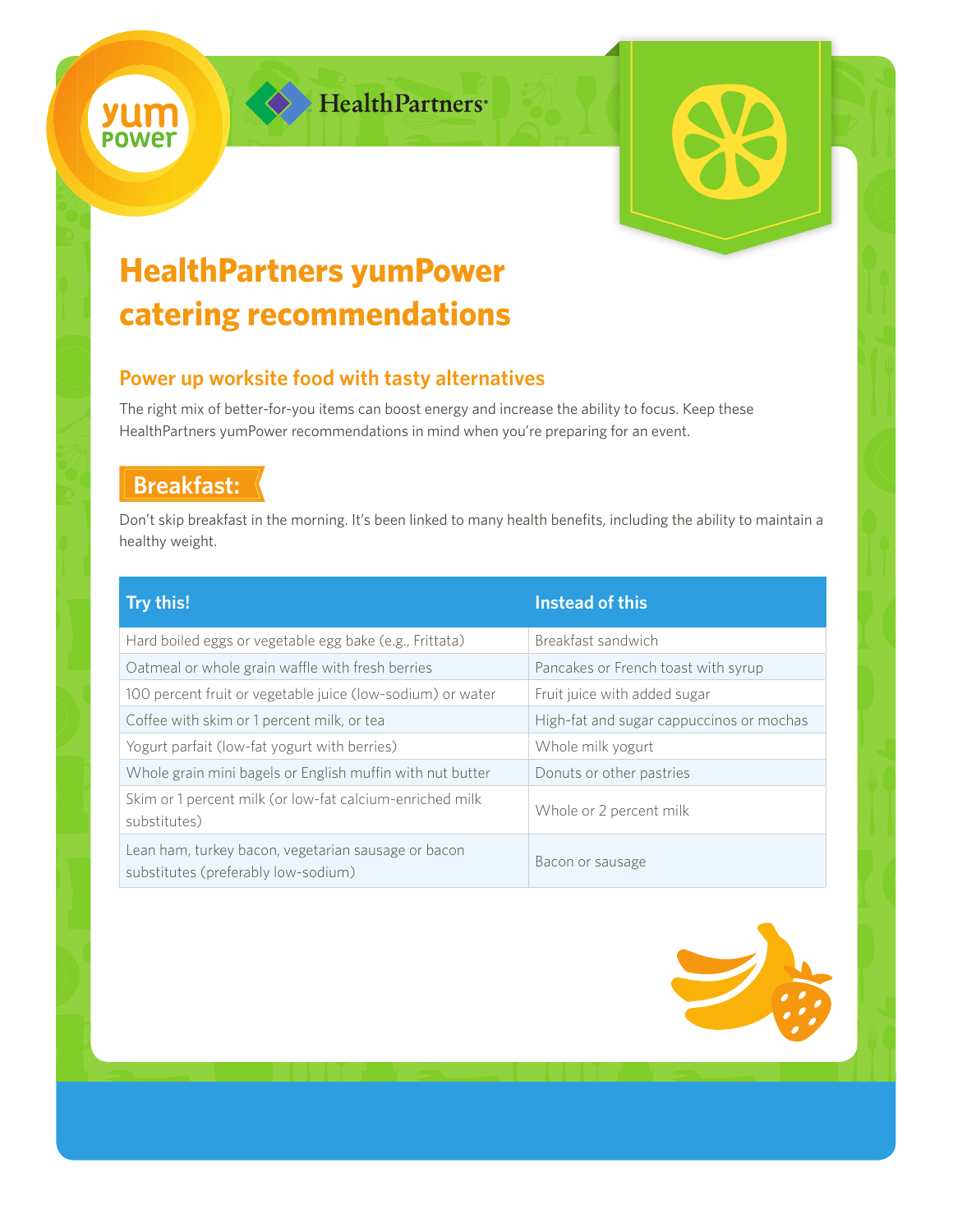# HealthPartners yumPower catering recommendations

## Power up worksite food with tasty alternatives

The right mix of better-for-you items can boost energy and increase the ability to focus. Keep these HealthPartners yumPower recommendations in mind when you're preparing for an event.

## Breakfast:

Don't skip breakfast in the morning. It's been linked to many health benefits, including the ability to maintain a healthy weight.

| Try this! | Instead of this |
|---|---|
| Hard boiled eggs or vegetable egg bake (e.g., Frittata) | Breakfast sandwich |
| Oatmeal or whole grain waffle with fresh berries | Pancakes or French toast with syrup |
| 100 percent fruit or vegetable juice (low-sodium) or water | Fruit juice with added sugar |
| Coffee with skim or 1 percent milk, or tea | High-fat and sugar cappuccinos or mochas |
| Yogurt parfait (low-fat yogurt with berries) | Whole milk yogurt |
| Whole grain mini bagels or English muffin with nut butter | Donuts or other pastries |
| Skim or 1 percent milk (or low-fat calcium-enriched milk substitutes) | Whole or 2 percent milk |
| Lean ham, turkey bacon, vegetarian sausage or bacon substitutes (preferably low-sodium) | Bacon or sausage |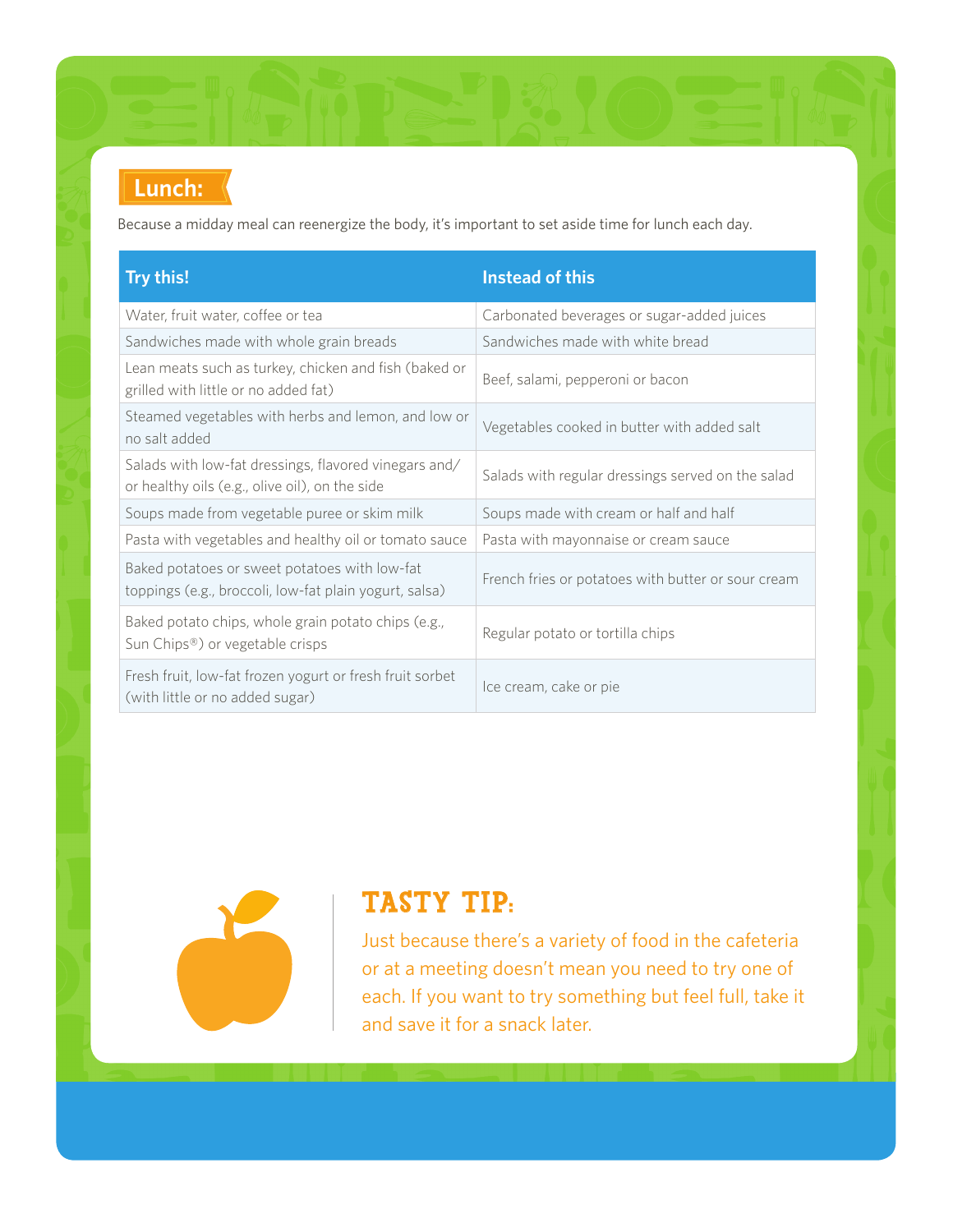## Lunch:

Because a midday meal can reenergize the body, it's important to set aside time for lunch each day.

| Try this! | Instead of this |
|---|---|
| Water, fruit water, coffee or tea | Carbonated beverages or sugar-added juices |
| Sandwiches made with whole grain breads | Sandwiches made with white bread |
| Lean meats such as turkey, chicken and fish (baked or grilled with little or no added fat) | Beef, salami, pepperoni or bacon |
| Steamed vegetables with herbs and lemon, and low or no salt added | Vegetables cooked in butter with added salt |
| Salads with low-fat dressings, flavored vinegars and/or healthy oils (e.g., olive oil), on the side | Salads with regular dressings served on the salad |
| Soups made from vegetable puree or skim milk | Soups made with cream or half and half |
| Pasta with vegetables and healthy oil or tomato sauce | Pasta with mayonnaise or cream sauce |
| Baked potatoes or sweet potatoes with low-fat toppings (e.g., broccoli, low-fat plain yogurt, salsa) | French fries or potatoes with butter or sour cream |
| Baked potato chips, whole grain potato chips (e.g., Sun Chips®) or vegetable crisps | Regular potato or tortilla chips |
| Fresh fruit, low-fat frozen yogurt or fresh fruit sorbet (with little or no added sugar) | Ice cream, cake or pie |

### TASTY TIP:

Just because there's a variety of food in the cafeteria or at a meeting doesn't mean you need to try one of each. If you want to try something but feel full, take it and save it for a snack later.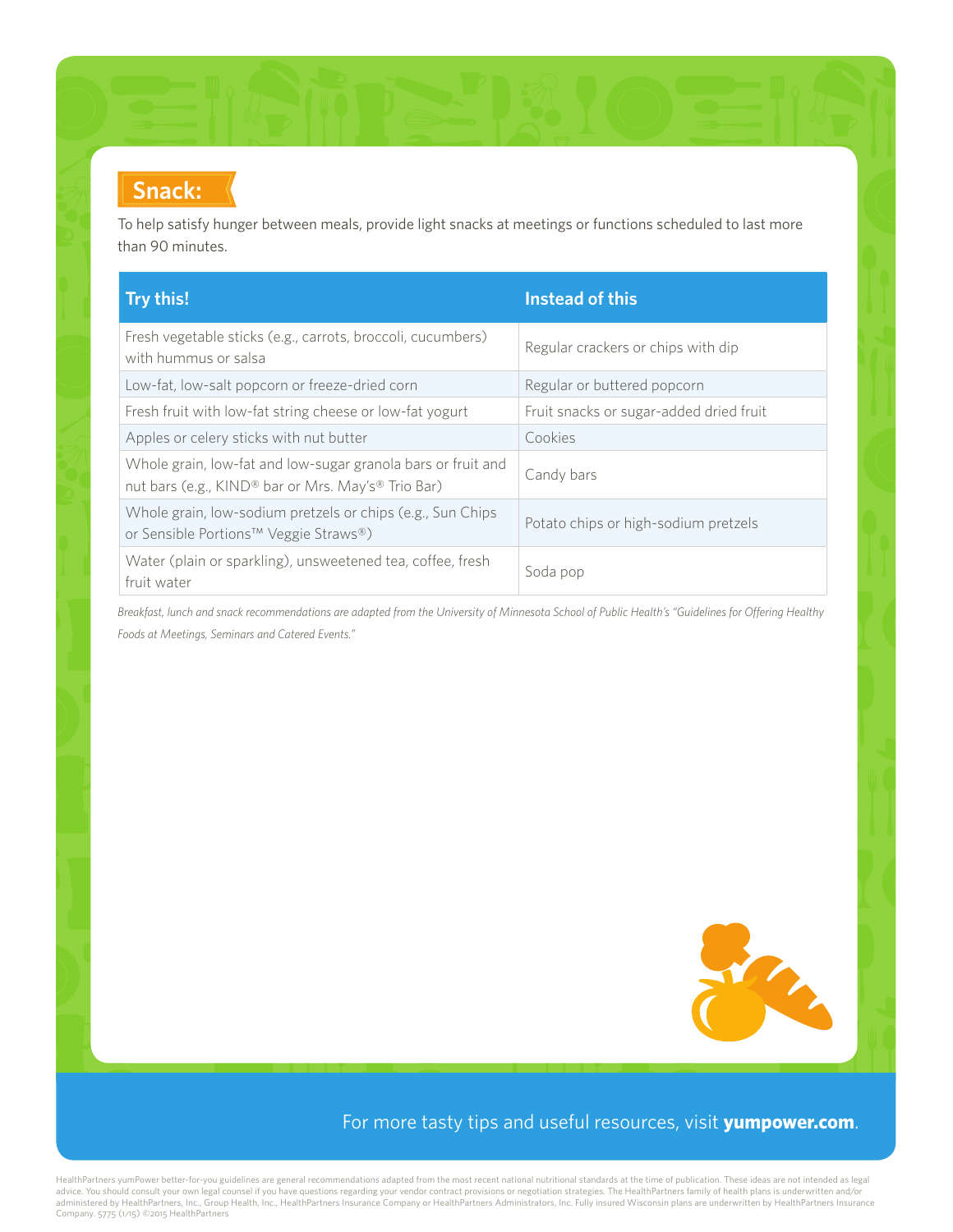## Snack:

To help satisfy hunger between meals, provide light snacks at meetings or functions scheduled to last more than 90 minutes.

| Try this! | Instead of this |
|---|---|
| Fresh vegetable sticks (e.g., carrots, broccoli, cucumbers) with hummus or salsa | Regular crackers or chips with dip |
| Low-fat, low-salt popcorn or freeze-dried corn | Regular or buttered popcorn |
| Fresh fruit with low-fat string cheese or low-fat yogurt | Fruit snacks or sugar-added dried fruit |
| Apples or celery sticks with nut butter | Cookies |
| Whole grain, low-fat and low-sugar granola bars or fruit and nut bars (e.g., KIND® bar or Mrs. May's® Trio Bar) | Candy bars |
| Whole grain, low-sodium pretzels or chips (e.g., Sun Chips or Sensible Portions™ Veggie Straws®) | Potato chips or high-sodium pretzels |
| Water (plain or sparkling), unsweetened tea, coffee, fresh fruit water | Soda pop |

*Breakfast, lunch and snack recommendations are adapted from the University of Minnesota School of Public Health's "Guidelines for Offering Healthy Foods at Meetings, Seminars and Catered Events."*

For more tasty tips and useful resources, visit **yumpower.com**.

HealthPartners yumPower better-for-you guidelines are general recommendations adapted from the most recent national nutritional standards at the time of publication. These ideas are not intended as legal advice. You should consult your own legal counsel if you have questions regarding your vendor contract provisions or negotiation strategies. The HealthPartners family of health plans is underwritten and/or administered by HealthPartners, Inc., Group Health, Inc., HealthPartners Insurance Company or HealthPartners Administrators, Inc. Fully insured Wisconsin plans are underwritten by HealthPartners Insurance Company. 5775 (1/15) ©2015 HealthPartners